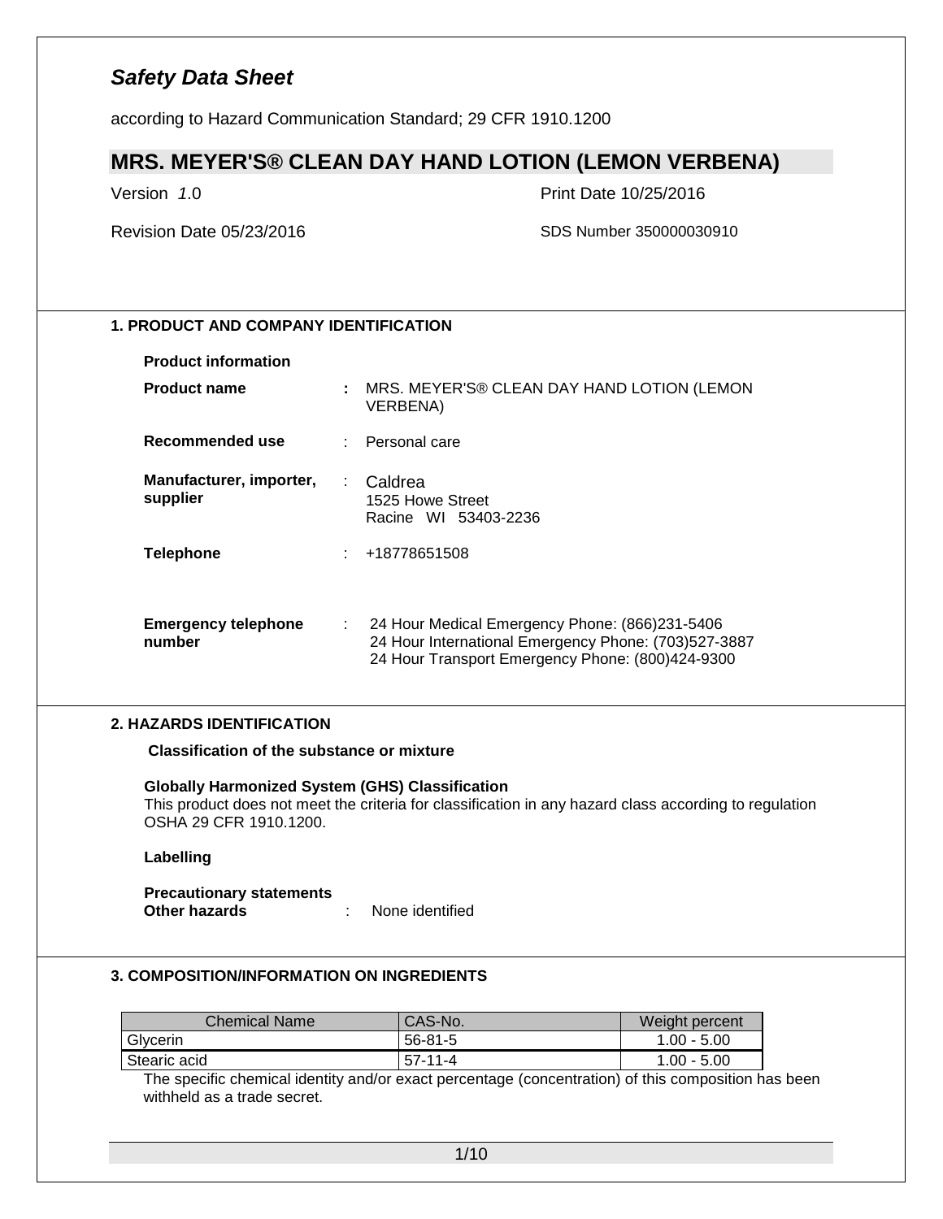# Safety Data Sheet

according to Hazard Communication Standard; 29 CFR 1910.1200

## MRS. MEYER'S® CLEAN DAY HAND LOTION (LEMON VERBENA)

Version 1.0

Print Date 10/25/2016

Revision Date 05/23/2016

SDS Number 350000030910

### 1. PRODUCT AND COMPANY IDENTIFICATION

**Product information**

**Product name** : MRS. MEYER'S® CLEAN DAY HAND LOTION (LEMON VERBENA)

**Recommended use** : Personal care

**Manufacturer, importer, supplier** : Caldrea
1525 Howe Street
Racine WI 53403-2236

**Telephone** : +18778651508

**Emergency telephone number** : 24 Hour Medical Emergency Phone: (866)231-5406
24 Hour International Emergency Phone: (703)527-3887
24 Hour Transport Emergency Phone: (800)424-9300

### 2. HAZARDS IDENTIFICATION

**Classification of the substance or mixture**

**Globally Harmonized System (GHS) Classification**
This product does not meet the criteria for classification in any hazard class according to regulation OSHA 29 CFR 1910.1200.

**Labelling**

**Precautionary statements**
**Other hazards** : None identified

### 3. COMPOSITION/INFORMATION ON INGREDIENTS

| Chemical Name | CAS-No. | Weight percent |
|---|---|---|
| Glycerin | 56-81-5 | 1.00 - 5.00 |
| Stearic acid | 57-11-4 | 1.00 - 5.00 |

The specific chemical identity and/or exact percentage (concentration) of this composition has been withheld as a trade secret.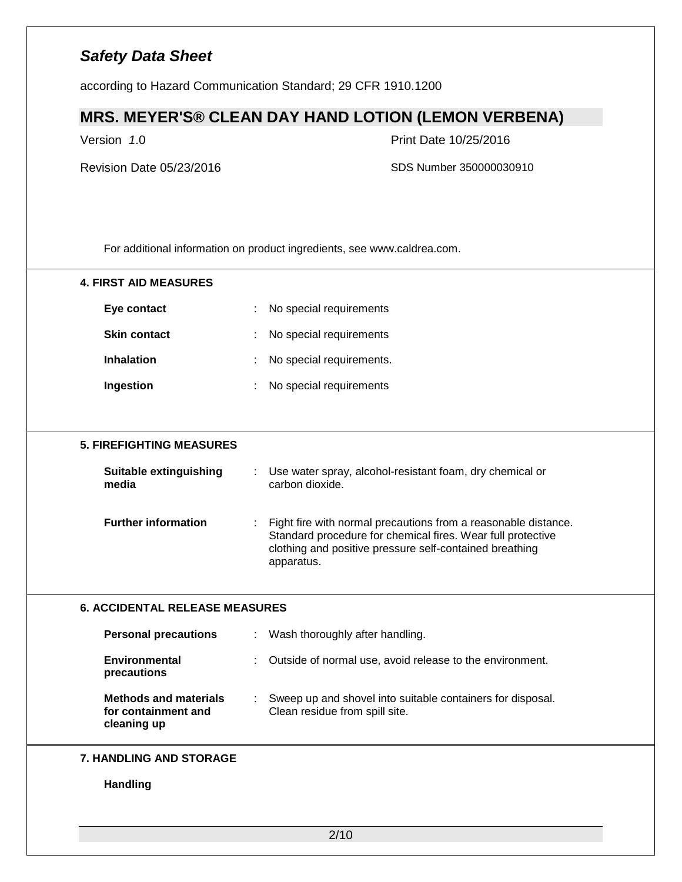For additional information on product ingredients, see www.caldrea.com.

## 4. FIRST AID MEASURES

**Eye contact** : No special requirements

**Skin contact** : No special requirements

**Inhalation** : No special requirements.

**Ingestion** : No special requirements

## 5. FIREFIGHTING MEASURES

**Suitable extinguishing media** : Use water spray, alcohol-resistant foam, dry chemical or carbon dioxide.

**Further information** : Fight fire with normal precautions from a reasonable distance. Standard procedure for chemical fires. Wear full protective clothing and positive pressure self-contained breathing apparatus.

## 6. ACCIDENTAL RELEASE MEASURES

**Personal precautions** : Wash thoroughly after handling.

**Environmental precautions** : Outside of normal use, avoid release to the environment.

**Methods and materials for containment and cleaning up** : Sweep up and shovel into suitable containers for disposal. Clean residue from spill site.

## 7. HANDLING AND STORAGE

**Handling**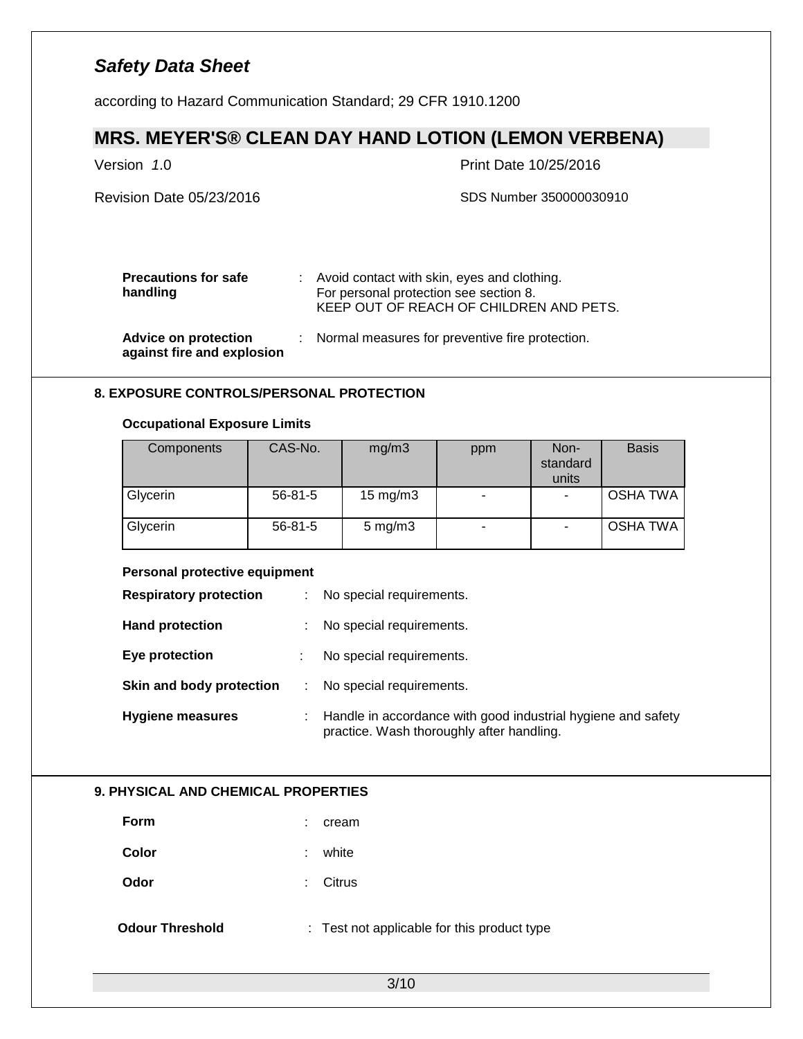**Precautions for safe handling** : Avoid contact with skin, eyes and clothing.
For personal protection see section 8.
KEEP OUT OF REACH OF CHILDREN AND PETS.

**Advice on protection against fire and explosion** : Normal measures for preventive fire protection.

## 8. EXPOSURE CONTROLS/PERSONAL PROTECTION

**Occupational Exposure Limits**

| Components | CAS-No. | mg/m3 | ppm | Non-standard units | Basis |
|---|---|---|---|---|---|
| Glycerin | 56-81-5 | 15 mg/m3 | - | - | OSHA TWA |
| Glycerin | 56-81-5 | 5 mg/m3 | - | - | OSHA TWA |

**Personal protective equipment**

**Respiratory protection** : No special requirements.

**Hand protection** : No special requirements.

**Eye protection** : No special requirements.

**Skin and body protection** : No special requirements.

**Hygiene measures** : Handle in accordance with good industrial hygiene and safety practice. Wash thoroughly after handling.

## 9. PHYSICAL AND CHEMICAL PROPERTIES

**Form** : cream

**Color** : white

**Odor** : Citrus

**Odour Threshold** : Test not applicable for this product type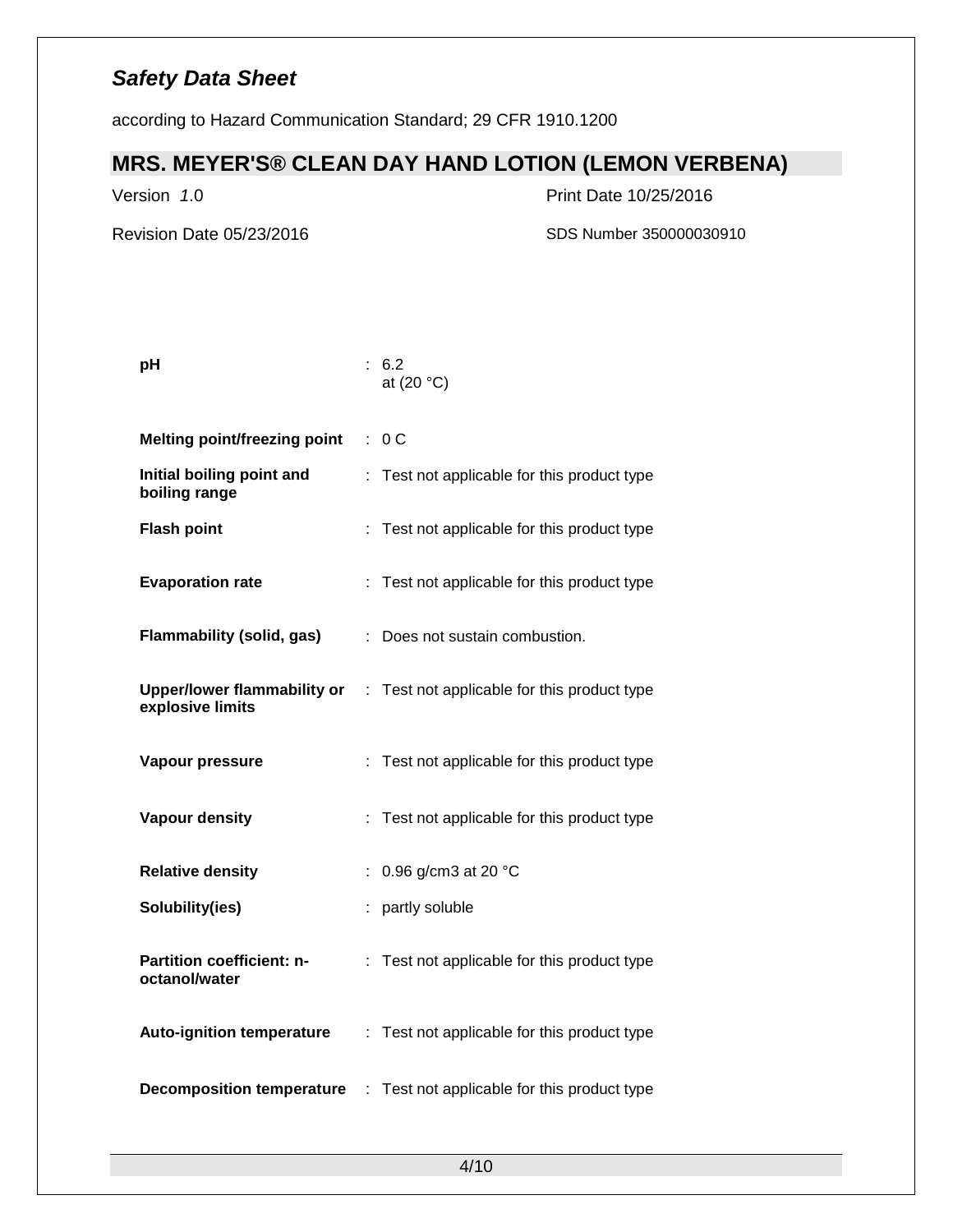| | | |
|---|---|---|
| **pH** | : | 6.2<br>at (20 °C) |
| **Melting point/freezing point** | : | 0 C |
| **Initial boiling point and boiling range** | : | Test not applicable for this product type |
| **Flash point** | : | Test not applicable for this product type |
| **Evaporation rate** | : | Test not applicable for this product type |
| **Flammability (solid, gas)** | : | Does not sustain combustion. |
| **Upper/lower flammability or explosive limits** | : | Test not applicable for this product type |
| **Vapour pressure** | : | Test not applicable for this product type |
| **Vapour density** | : | Test not applicable for this product type |
| **Relative density** | : | 0.96 g/cm3 at 20 °C |
| **Solubility(ies)** | : | partly soluble |
| **Partition coefficient: n-octanol/water** | : | Test not applicable for this product type |
| **Auto-ignition temperature** | : | Test not applicable for this product type |
| **Decomposition temperature** | : | Test not applicable for this product type |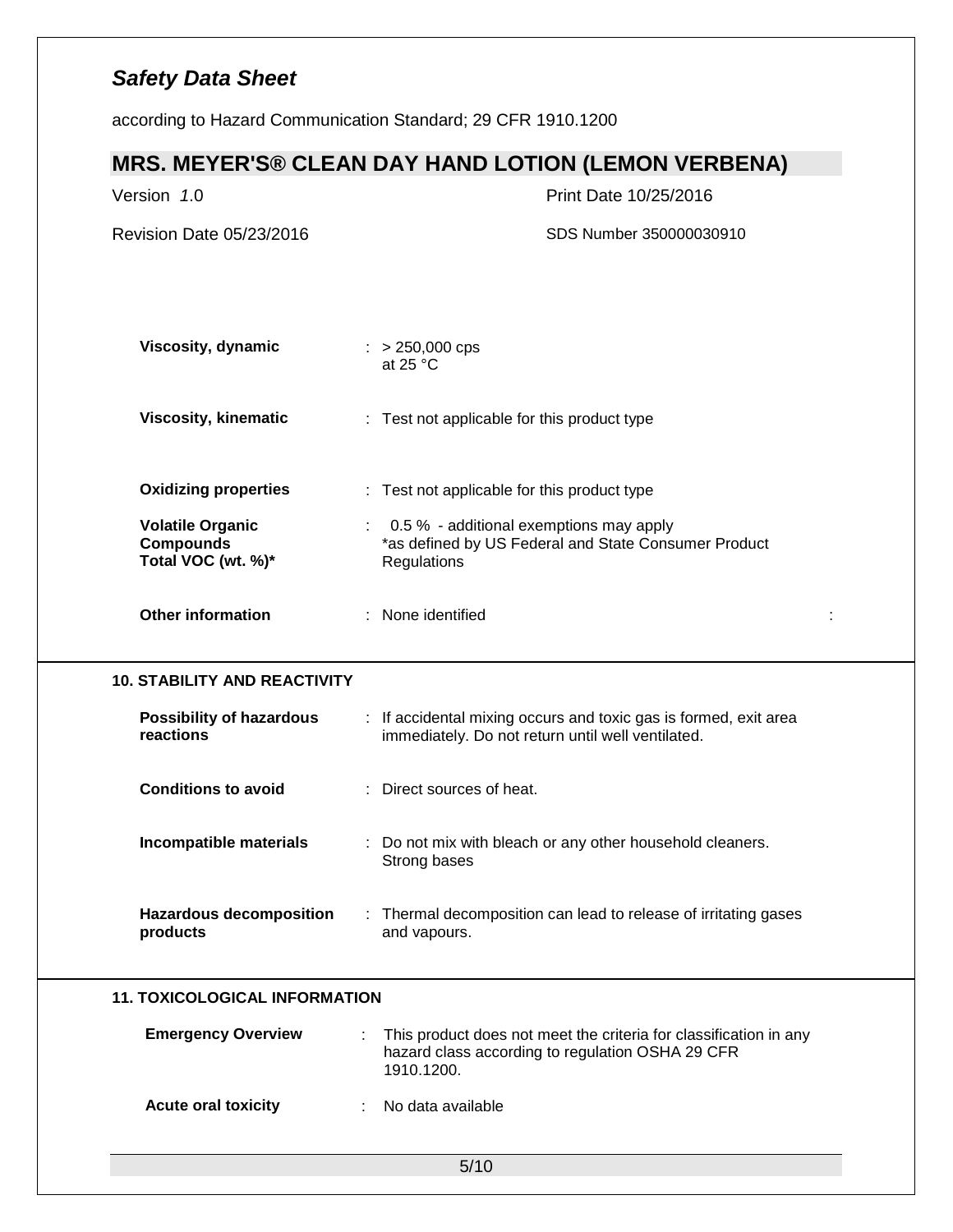| | |
|---|---|
| **Viscosity, dynamic** | : > 250,000 cps at 25 °C |
| **Viscosity, kinematic** | : Test not applicable for this product type |
| **Oxidizing properties** | : Test not applicable for this product type |
| **Volatile Organic Compounds Total VOC (wt. %)*** | : 0.5 % - additional exemptions may apply *as defined by US Federal and State Consumer Product Regulations |
| **Other information** | : None identified |

## 10. STABILITY AND REACTIVITY

| | |
|---|---|
| **Possibility of hazardous reactions** | : If accidental mixing occurs and toxic gas is formed, exit area immediately. Do not return until well ventilated. |
| **Conditions to avoid** | : Direct sources of heat. |
| **Incompatible materials** | : Do not mix with bleach or any other household cleaners. Strong bases |
| **Hazardous decomposition products** | : Thermal decomposition can lead to release of irritating gases and vapours. |

## 11. TOXICOLOGICAL INFORMATION

| | |
|---|---|
| **Emergency Overview** | : This product does not meet the criteria for classification in any hazard class according to regulation OSHA 29 CFR 1910.1200. |
| **Acute oral toxicity** | : No data available |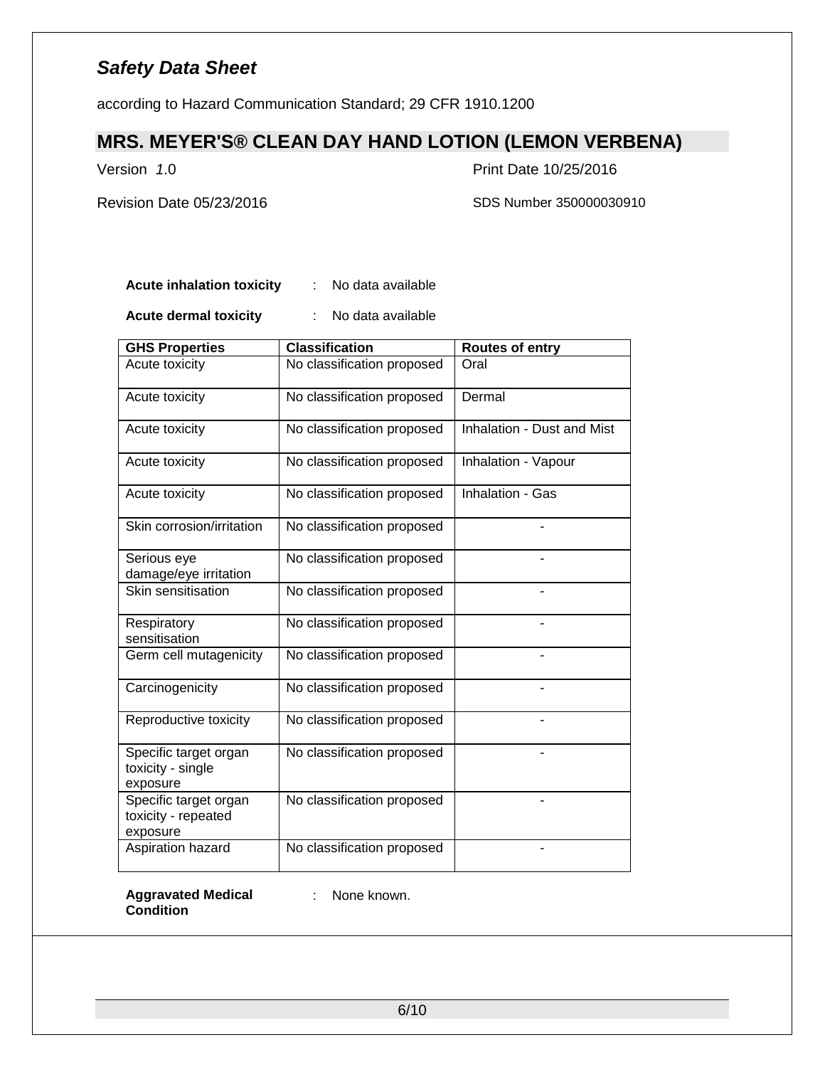**Acute inhalation toxicity** : No data available

**Acute dermal toxicity** : No data available

| GHS Properties | Classification | Routes of entry |
|---|---|---|
| Acute toxicity | No classification proposed | Oral |
| Acute toxicity | No classification proposed | Dermal |
| Acute toxicity | No classification proposed | Inhalation - Dust and Mist |
| Acute toxicity | No classification proposed | Inhalation - Vapour |
| Acute toxicity | No classification proposed | Inhalation - Gas |
| Skin corrosion/irritation | No classification proposed | - |
| Serious eye damage/eye irritation | No classification proposed | - |
| Skin sensitisation | No classification proposed | - |
| Respiratory sensitisation | No classification proposed | - |
| Germ cell mutagenicity | No classification proposed | - |
| Carcinogenicity | No classification proposed | - |
| Reproductive toxicity | No classification proposed | - |
| Specific target organ toxicity - single exposure | No classification proposed | - |
| Specific target organ toxicity - repeated exposure | No classification proposed | - |
| Aspiration hazard | No classification proposed | - |

**Aggravated Medical Condition** : None known.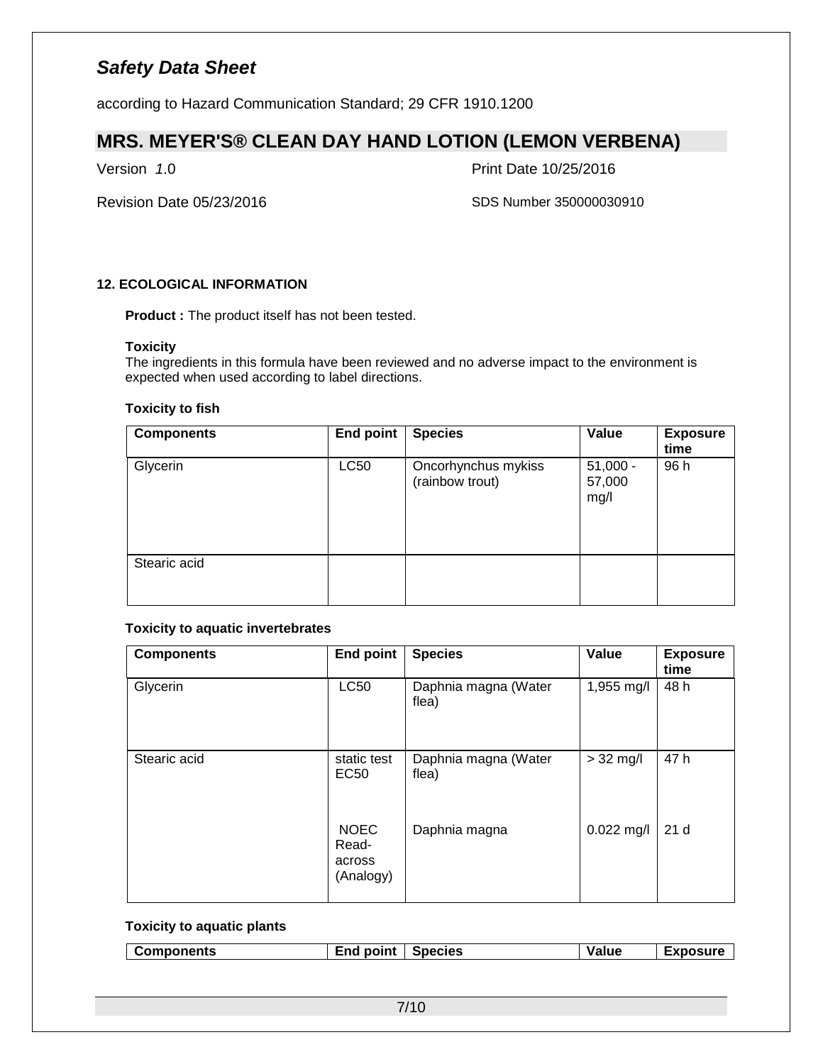## 12. ECOLOGICAL INFORMATION

**Product :** The product itself has not been tested.

**Toxicity**

The ingredients in this formula have been reviewed and no adverse impact to the environment is expected when used according to label directions.

**Toxicity to fish**

| Components | End point | Species | Value | Exposure time |
|---|---|---|---|---|
| Glycerin | LC50 | Oncorhynchus mykiss (rainbow trout) | 51,000 - 57,000 mg/l | 96 h |
| Stearic acid | | | | |

**Toxicity to aquatic invertebrates**

| Components | End point | Species | Value | Exposure time |
|---|---|---|---|---|
| Glycerin | LC50 | Daphnia magna (Water flea) | 1,955 mg/l | 48 h |
| Stearic acid | static test EC50 | Daphnia magna (Water flea) | > 32 mg/l | 47 h |
| | NOEC Read-across (Analogy) | Daphnia magna | 0.022 mg/l | 21 d |

**Toxicity to aquatic plants**

| Components | End point | Species | Value | Exposure |
|---|---|---|---|---|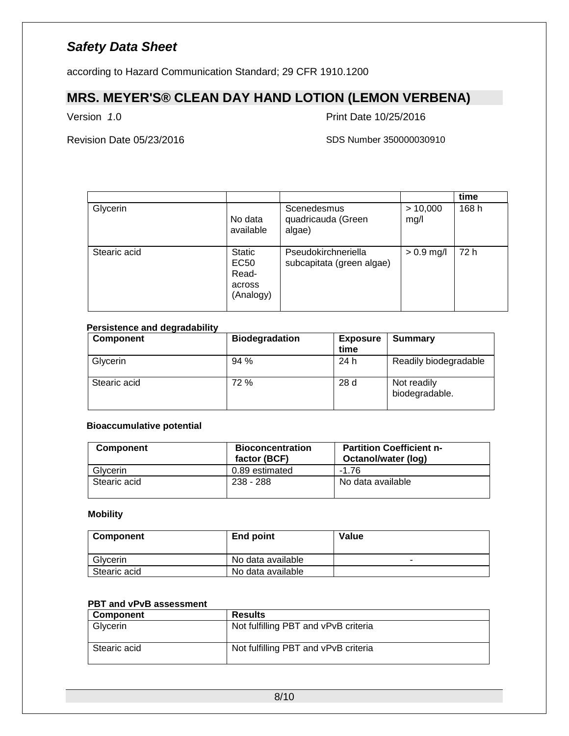| | | | | time |
|---|---|---|---|---|
| Glycerin | No data available | Scenedesmus quadricauda (Green algae) | > 10,000 mg/l | 168 h |
| Stearic acid | Static EC50 Read-across (Analogy) | Pseudokirchneriella subcapitata (green algae) | > 0.9 mg/l | 72 h |

**Persistence and degradability**

| Component | Biodegradation | Exposure time | Summary |
|---|---|---|---|
| Glycerin | 94 % | 24 h | Readily biodegradable |
| Stearic acid | 72 % | 28 d | Not readily biodegradable. |

**Bioaccumulative potential**

| Component | Bioconcentration factor (BCF) | Partition Coefficient n-Octanol/water (log) |
|---|---|---|
| Glycerin | 0.89 estimated | -1.76 |
| Stearic acid | 238 - 288 | No data available |

**Mobility**

| Component | End point | Value |
|---|---|---|
| Glycerin | No data available | - |
| Stearic acid | No data available | |

**PBT and vPvB assessment**

| Component | Results |
|---|---|
| Glycerin | Not fulfilling PBT and vPvB criteria |
| Stearic acid | Not fulfilling PBT and vPvB criteria |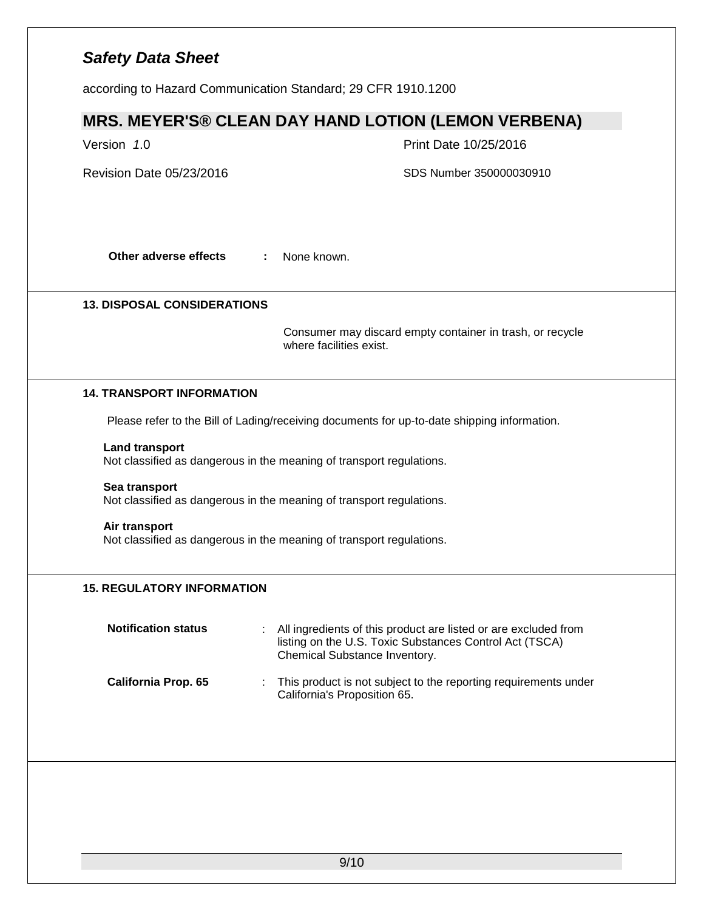**Other adverse effects** : None known.

## 13. DISPOSAL CONSIDERATIONS

Consumer may discard empty container in trash, or recycle where facilities exist.

## 14. TRANSPORT INFORMATION

Please refer to the Bill of Lading/receiving documents for up-to-date shipping information.

**Land transport**
Not classified as dangerous in the meaning of transport regulations.

**Sea transport**
Not classified as dangerous in the meaning of transport regulations.

**Air transport**
Not classified as dangerous in the meaning of transport regulations.

## 15. REGULATORY INFORMATION

**Notification status** : All ingredients of this product are listed or are excluded from listing on the U.S. Toxic Substances Control Act (TSCA) Chemical Substance Inventory.

**California Prop. 65** : This product is not subject to the reporting requirements under California's Proposition 65.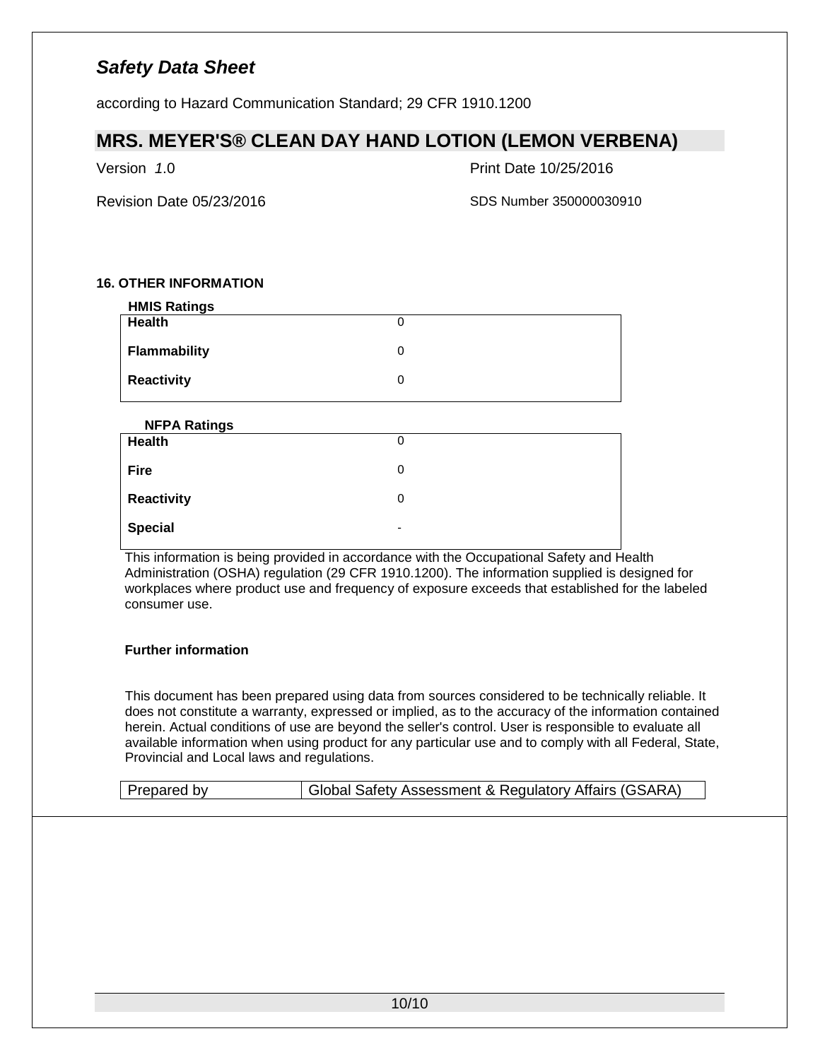# Safety Data Sheet

according to Hazard Communication Standard; 29 CFR 1910.1200

## MRS. MEYER'S® CLEAN DAY HAND LOTION (LEMON VERBENA)

Version 1.0 Print Date 10/25/2016

Revision Date 05/23/2016 SDS Number 350000030910

### 16. OTHER INFORMATION

**HMIS Ratings**

| | |
|---|---|
| **Health** | 0 |
| **Flammability** | 0 |
| **Reactivity** | 0 |

**NFPA Ratings**

| | |
|---|---|
| **Health** | 0 |
| **Fire** | 0 |
| **Reactivity** | 0 |
| **Special** | - |

This information is being provided in accordance with the Occupational Safety and Health Administration (OSHA) regulation (29 CFR 1910.1200). The information supplied is designed for workplaces where product use and frequency of exposure exceeds that established for the labeled consumer use.

**Further information**

This document has been prepared using data from sources considered to be technically reliable. It does not constitute a warranty, expressed or implied, as to the accuracy of the information contained herein. Actual conditions of use are beyond the seller's control. User is responsible to evaluate all available information when using product for any particular use and to comply with all Federal, State, Provincial and Local laws and regulations.

| | |
|---|---|
| Prepared by | Global Safety Assessment & Regulatory Affairs (GSARA) |